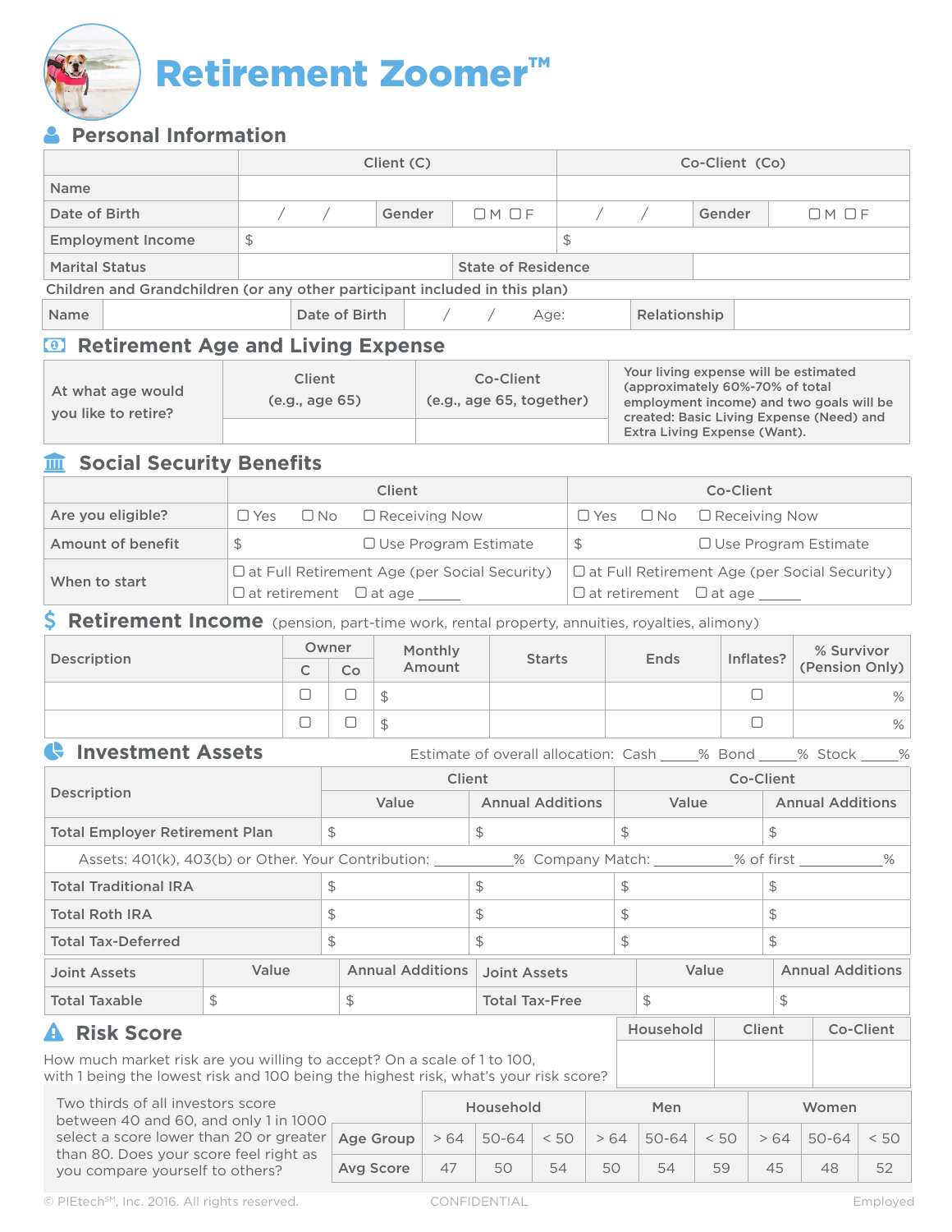# Retirement Zoomer™

## Personal Information

| | Client (C) | | | Co-Client (Co) | | |
|---|---|---|---|---|---|---|
| Name | | | | | | |
| Date of Birth | / / | Gender | ☐ M ☐ F | / / | Gender | ☐ M ☐ F |
| Employment Income | $ | | | $ | | |
| Marital Status | | State of Residence | | | | |

Children and Grandchildren (or any other participant included in this plan)

| Name | | Date of Birth | / / Age: | Relationship | |
|---|---|---|---|---|---|

## Retirement Age and Living Expense

| At what age would you like to retire? | Client (e.g., age 65) | Co-Client (e.g., age 65, together) | Your living expense will be estimated (approximately 60%-70% of total employment income) and two goals will be created: Basic Living Expense (Need) and Extra Living Expense (Want). |
|---|---|---|---|
| | | | |

## Social Security Benefits

| | Client | Co-Client |
|---|---|---|
| Are you eligible? | ☐ Yes ☐ No ☐ Receiving Now | ☐ Yes ☐ No ☐ Receiving Now |
| Amount of benefit | $ ☐ Use Program Estimate | $ ☐ Use Program Estimate |
| When to start | ☐ at Full Retirement Age (per Social Security) ☐ at retirement ☐ at age ______ | ☐ at Full Retirement Age (per Social Security) ☐ at retirement ☐ at age ______ |

## Retirement Income (pension, part-time work, rental property, annuities, royalties, alimony)

| Description | Owner | | Monthly Amount | Starts | Ends | Inflates? | % Survivor (Pension Only) |
|---|---|---|---|---|---|---|---|
| | C | Co | | | | | |
| | ☐ | ☐ | $ | | | ☐ | % |
| | ☐ | ☐ | $ | | | ☐ | % |

## Investment Assets

Estimate of overall allocation: Cash ____% Bond ____% Stock ____%

| Description | Client | | Co-Client | |
|---|---|---|---|---|
| | Value | Annual Additions | Value | Annual Additions |
| Total Employer Retirement Plan | $ | $ | $ | $ |
| Assets: 401(k), 403(b) or Other. Your Contribution: __________% Company Match: __________% of first __________% | | | | |
| Total Traditional IRA | $ | $ | $ | $ |
| Total Roth IRA | $ | $ | $ | $ |
| Total Tax-Deferred | $ | $ | $ | $ |

| Joint Assets | Value | Annual Additions | Joint Assets | Value | Annual Additions |
|---|---|---|---|---|---|
| Total Taxable | $ | $ | Total Tax-Free | $ | $ |

## Risk Score

How much market risk are you willing to accept? On a scale of 1 to 100, with 1 being the lowest risk and 100 being the highest risk, what's your risk score?

| Household | Client | Co-Client |
|---|---|---|
| | | |

Two thirds of all investors score between 40 and 60, and only 1 in 1000 select a score lower than 20 or greater than 80. Does your score feel right as you compare yourself to others?

| | Household | | | Men | | | Women | | |
|---|---|---|---|---|---|---|---|---|---|
| Age Group | > 64 | 50-64 | < 50 | > 64 | 50-64 | < 50 | > 64 | 50-64 | < 50 |
| Avg Score | 47 | 50 | 54 | 50 | 54 | 59 | 45 | 48 | 52 |

© PIEtech℠, Inc. 2016. All rights reserved. CONFIDENTIAL Employed